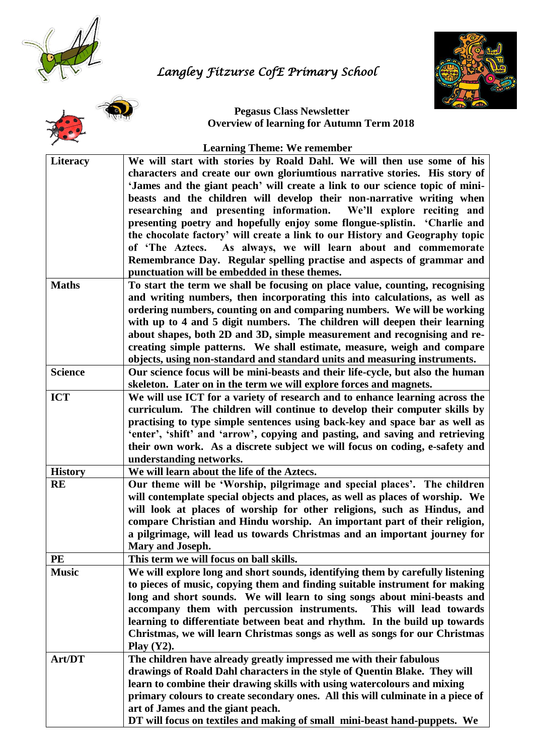*Langley Fitzurse CofE Primary School*

**Pegasus Class Newsletter**
**Overview of learning for Autumn Term 2018**

**Learning Theme: We remember**

| | |
|---|---|
| **Literacy** | **We will start with stories by Roald Dahl. We will then use some of his characters and create our own gloriumtious narrative stories. His story of 'James and the giant peach' will create a link to our science topic of mini-beasts and the children will develop their non-narrative writing when researching and presenting information. We'll explore reciting and presenting poetry and hopefully enjoy some flongue-splistin. 'Charlie and the chocolate factory' will create a link to our History and Geography topic of 'The Aztecs. As always, we will learn about and commemorate Remembrance Day. Regular spelling practise and aspects of grammar and punctuation will be embedded in these themes.** |
| **Maths** | **To start the term we shall be focusing on place value, counting, recognising and writing numbers, then incorporating this into calculations, as well as ordering numbers, counting on and comparing numbers. We will be working with up to 4 and 5 digit numbers. The children will deepen their learning about shapes, both 2D and 3D, simple measurement and recognising and re-creating simple patterns. We shall estimate, measure, weigh and compare objects, using non-standard and standard units and measuring instruments.** |
| **Science** | **Our science focus will be mini-beasts and their life-cycle, but also the human skeleton. Later on in the term we will explore forces and magnets.** |
| **ICT** | **We will use ICT for a variety of research and to enhance learning across the curriculum. The children will continue to develop their computer skills by practising to type simple sentences using back-key and space bar as well as 'enter', 'shift' and 'arrow', copying and pasting, and saving and retrieving their own work. As a discrete subject we will focus on coding, e-safety and understanding networks.** |
| **History** | **We will learn about the life of the Aztecs.** |
| **RE** | **Our theme will be 'Worship, pilgrimage and special places'. The children will contemplate special objects and places, as well as places of worship. We will look at places of worship for other religions, such as Hindus, and compare Christian and Hindu worship. An important part of their religion, a pilgrimage, will lead us towards Christmas and an important journey for Mary and Joseph.** |
| **PE** | **This term we will focus on ball skills.** |
| **Music** | **We will explore long and short sounds, identifying them by carefully listening to pieces of music, copying them and finding suitable instrument for making long and short sounds. We will learn to sing songs about mini-beasts and accompany them with percussion instruments. This will lead towards learning to differentiate between beat and rhythm. In the build up towards Christmas, we will learn Christmas songs as well as songs for our Christmas Play (Y2).** |
| **Art/DT** | **The children have already greatly impressed me with their fabulous drawings of Roald Dahl characters in the style of Quentin Blake. They will learn to combine their drawing skills with using watercolours and mixing primary colours to create secondary ones. All this will culminate in a piece of art of James and the giant peach.** **DT will focus on textiles and making of small mini-beast hand-puppets. We** |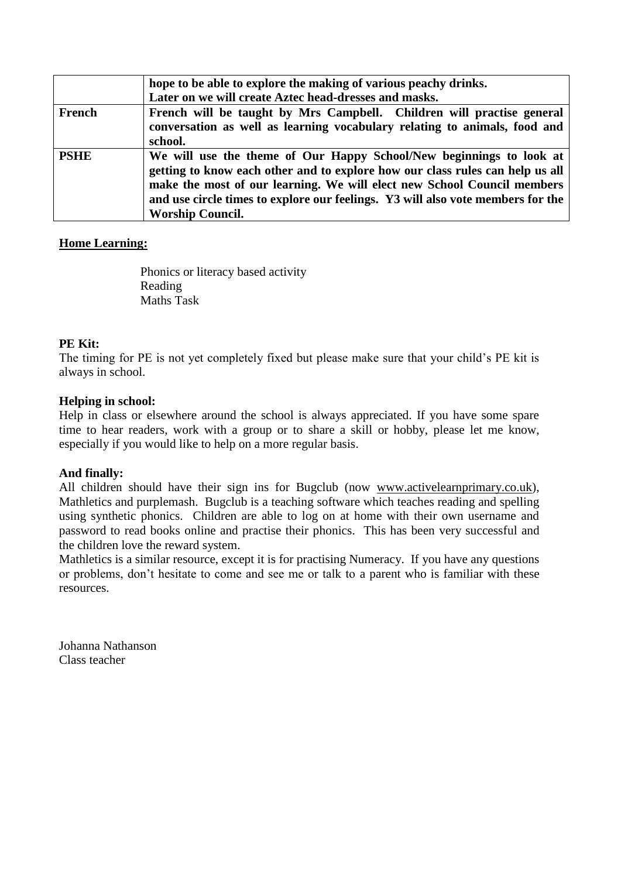| | |
|---|---|
| | **hope to be able to explore the making of various peachy drinks.**<br>**Later on we will create Aztec head-dresses and masks.** |
| **French** | **French will be taught by Mrs Campbell. Children will practise general conversation as well as learning vocabulary relating to animals, food and school.** |
| **PSHE** | **We will use the theme of Our Happy School/New beginnings to look at getting to know each other and to explore how our class rules can help us all make the most of our learning. We will elect new School Council members and use circle times to explore our feelings. Y3 will also vote members for the Worship Council.** |

**Home Learning:**

Phonics or literacy based activity
Reading
Maths Task

**PE Kit:**
The timing for PE is not yet completely fixed but please make sure that your child's PE kit is always in school.

**Helping in school:**
Help in class or elsewhere around the school is always appreciated. If you have some spare time to hear readers, work with a group or to share a skill or hobby, please let me know, especially if you would like to help on a more regular basis.

**And finally:**
All children should have their sign ins for Bugclub (now www.activelearnprimary.co.uk), Mathletics and purplemash. Bugclub is a teaching software which teaches reading and spelling using synthetic phonics. Children are able to log on at home with their own username and password to read books online and practise their phonics. This has been very successful and the children love the reward system.
Mathletics is a similar resource, except it is for practising Numeracy. If you have any questions or problems, don't hesitate to come and see me or talk to a parent who is familiar with these resources.

Johanna Nathanson
Class teacher